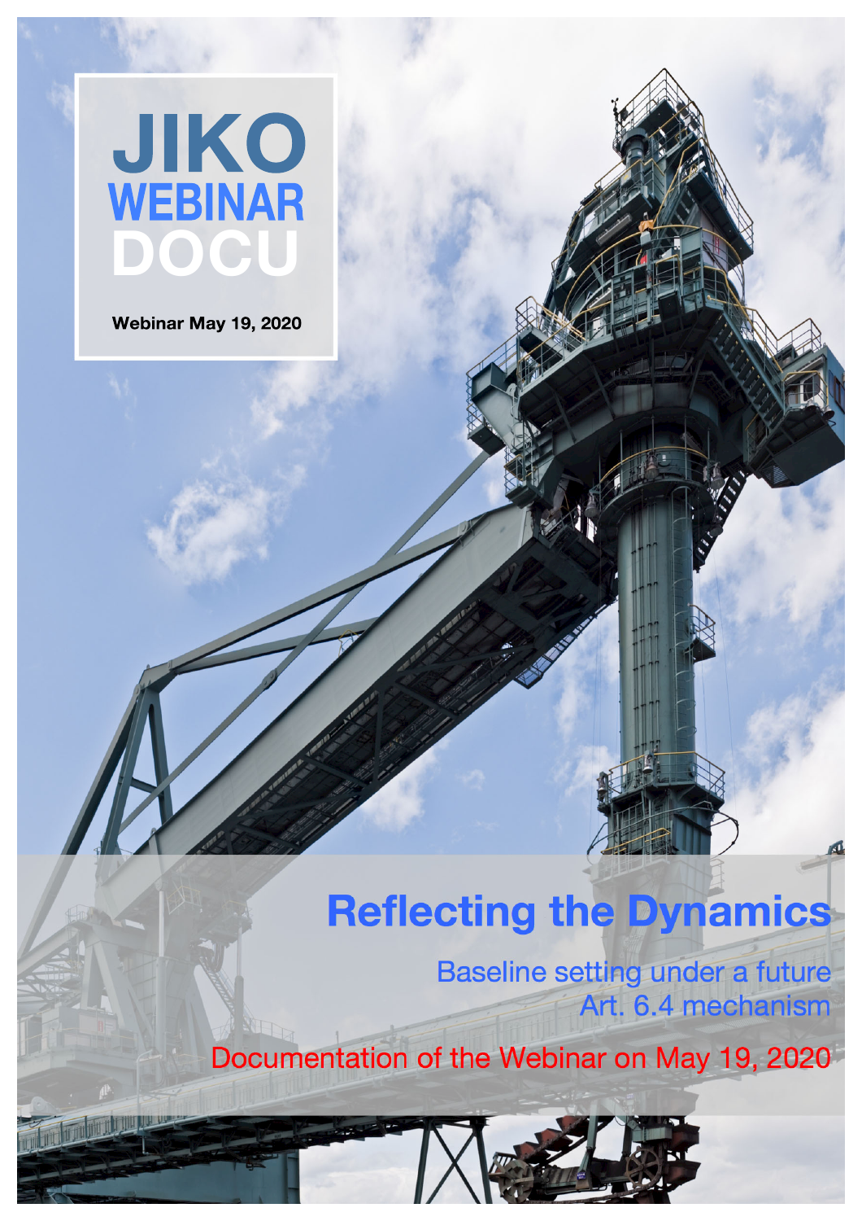# JIKO WEBINAR DOCU

Webinar May 19, 2020

# Reflecting the Dynamics

## Baseline setting under a future Art. 6.4 mechanism

Documentation of the Webinar on May 19, 2020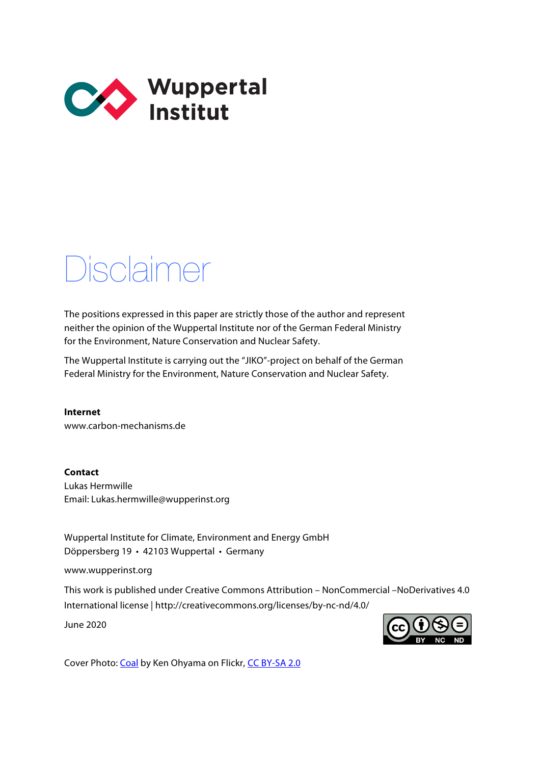Wuppertal Institut

# Disclaimer

The positions expressed in this paper are strictly those of the author and represent neither the opinion of the Wuppertal Institute nor of the German Federal Ministry for the Environment, Nature Conservation and Nuclear Safety.

The Wuppertal Institute is carrying out the "JIKO"-project on behalf of the German Federal Ministry for the Environment, Nature Conservation and Nuclear Safety.

**Internet**
www.carbon-mechanisms.de

**Contact**
Lukas Hermwille
Email: Lukas.hermwille@wupperinst.org

Wuppertal Institute for Climate, Environment and Energy GmbH
Döppersberg 19 • 42103 Wuppertal • Germany

www.wupperinst.org

This work is published under Creative Commons Attribution – NonCommercial –NoDerivatives 4.0 International license | http://creativecommons.org/licenses/by-nc-nd/4.0/

June 2020

Cover Photo: Coal by Ken Ohyama on Flickr, CC BY-SA 2.0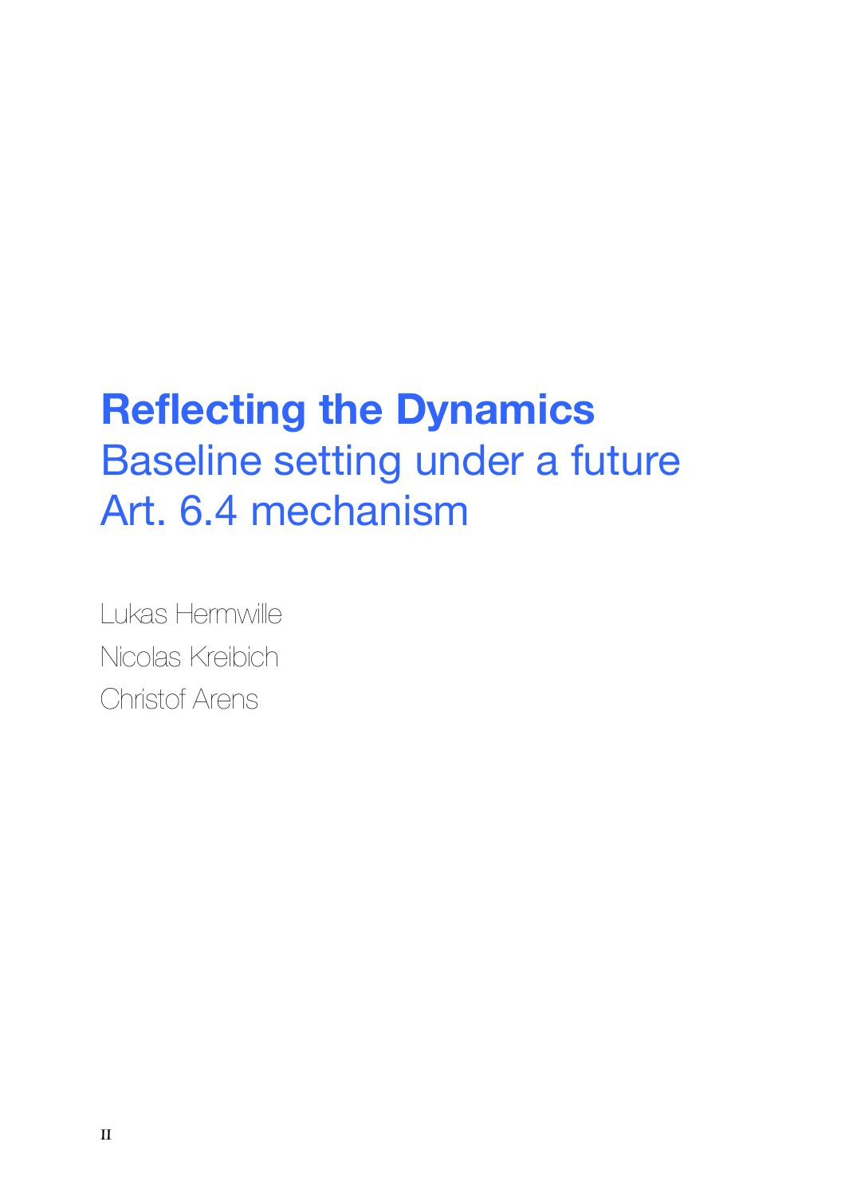# Reflecting the Dynamics

## Baseline setting under a future Art. 6.4 mechanism

Lukas Hermwille

Nicolas Kreibich

Christof Arens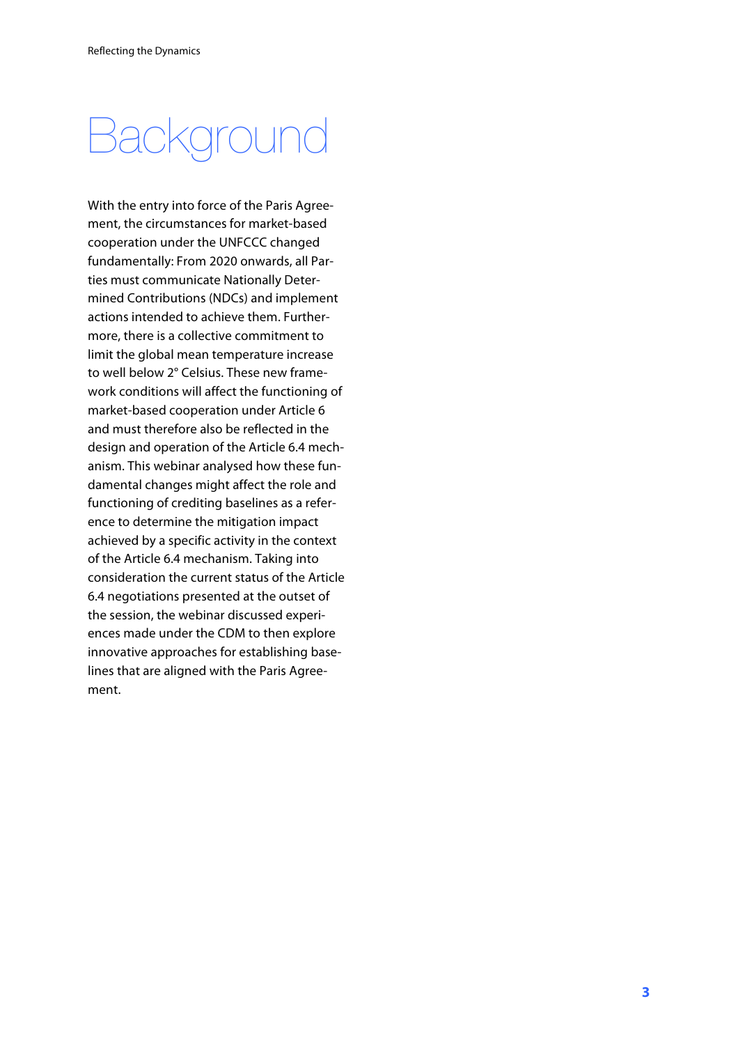# Background

With the entry into force of the Paris Agreement, the circumstances for market-based cooperation under the UNFCCC changed fundamentally: From 2020 onwards, all Parties must communicate Nationally Determined Contributions (NDCs) and implement actions intended to achieve them. Furthermore, there is a collective commitment to limit the global mean temperature increase to well below 2° Celsius. These new framework conditions will affect the functioning of market-based cooperation under Article 6 and must therefore also be reflected in the design and operation of the Article 6.4 mechanism. This webinar analysed how these fundamental changes might affect the role and functioning of crediting baselines as a reference to determine the mitigation impact achieved by a specific activity in the context of the Article 6.4 mechanism. Taking into consideration the current status of the Article 6.4 negotiations presented at the outset of the session, the webinar discussed experiences made under the CDM to then explore innovative approaches for establishing baselines that are aligned with the Paris Agreement.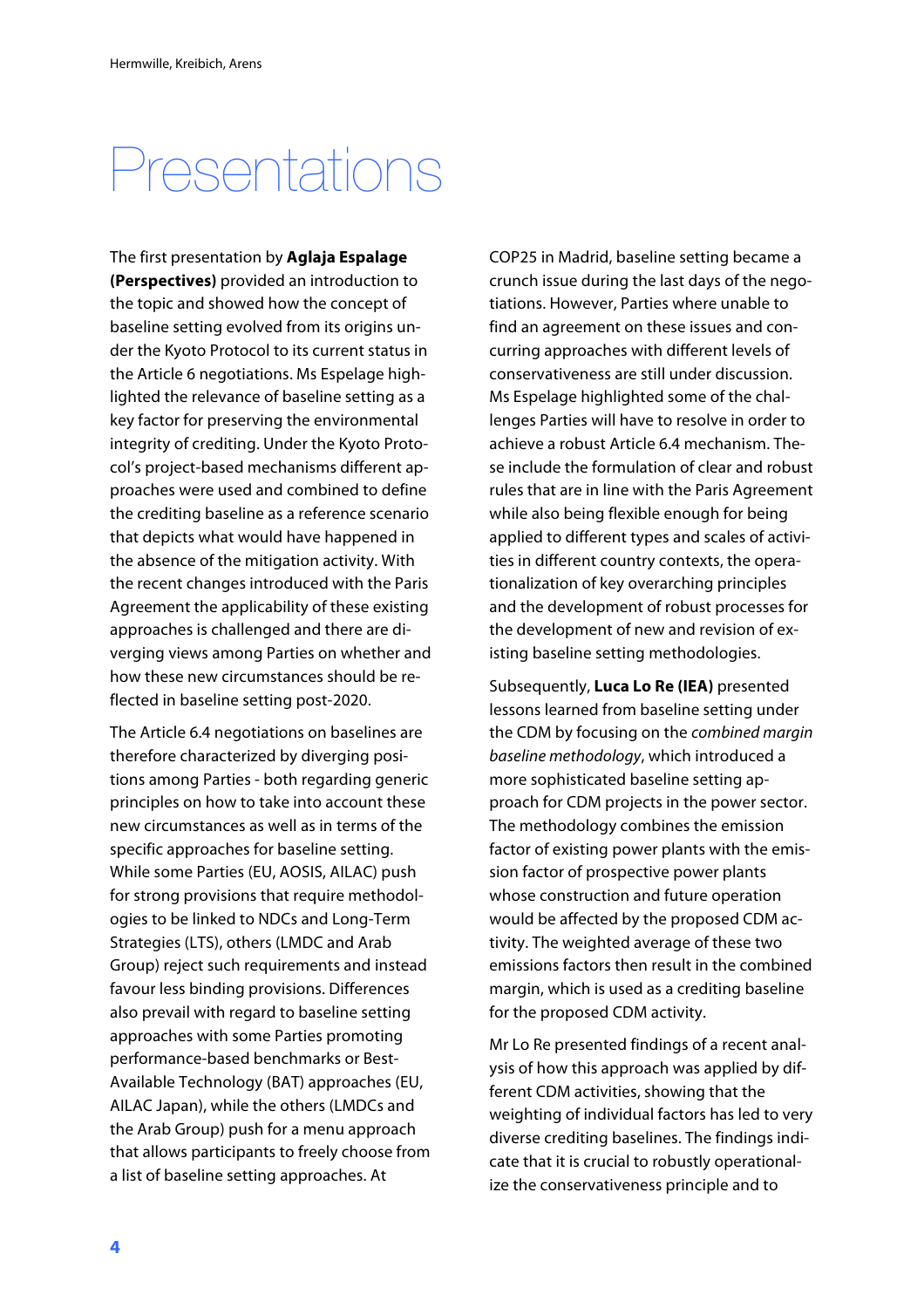# Presentations

The first presentation by **Aglaja Espelage (Perspectives)** provided an introduction to the topic and showed how the concept of baseline setting evolved from its origins under the Kyoto Protocol to its current status in the Article 6 negotiations. Ms Espelage highlighted the relevance of baseline setting as a key factor for preserving the environmental integrity of crediting. Under the Kyoto Protocol's project-based mechanisms different approaches were used and combined to define the crediting baseline as a reference scenario that depicts what would have happened in the absence of the mitigation activity. With the recent changes introduced with the Paris Agreement the applicability of these existing approaches is challenged and there are diverging views among Parties on whether and how these new circumstances should be reflected in baseline setting post-2020.

The Article 6.4 negotiations on baselines are therefore characterized by diverging positions among Parties - both regarding generic principles on how to take into account these new circumstances as well as in terms of the specific approaches for baseline setting. While some Parties (EU, AOSIS, AILAC) push for strong provisions that require methodologies to be linked to NDCs and Long-Term Strategies (LTS), others (LMDC and Arab Group) reject such requirements and instead favour less binding provisions. Differences also prevail with regard to baseline setting approaches with some Parties promoting performance-based benchmarks or Best-Available Technology (BAT) approaches (EU, AILAC Japan), while the others (LMDCs and the Arab Group) push for a menu approach that allows participants to freely choose from a list of baseline setting approaches. At COP25 in Madrid, baseline setting became a crunch issue during the last days of the negotiations. However, Parties where unable to find an agreement on these issues and concurring approaches with different levels of conservativeness are still under discussion. Ms Espelage highlighted some of the challenges Parties will have to resolve in order to achieve a robust Article 6.4 mechanism. These include the formulation of clear and robust rules that are in line with the Paris Agreement while also being flexible enough for being applied to different types and scales of activities in different country contexts, the operationalization of key overarching principles and the development of robust processes for the development of new and revision of existing baseline setting methodologies.

Subsequently, **Luca Lo Re (IEA)** presented lessons learned from baseline setting under the CDM by focusing on the *combined margin baseline methodology*, which introduced a more sophisticated baseline setting approach for CDM projects in the power sector. The methodology combines the emission factor of existing power plants with the emission factor of prospective power plants whose construction and future operation would be affected by the proposed CDM activity. The weighted average of these two emissions factors then result in the combined margin, which is used as a crediting baseline for the proposed CDM activity.

Mr Lo Re presented findings of a recent analysis of how this approach was applied by different CDM activities, showing that the weighting of individual factors has led to very diverse crediting baselines. The findings indicate that it is crucial to robustly operationalize the conservativeness principle and to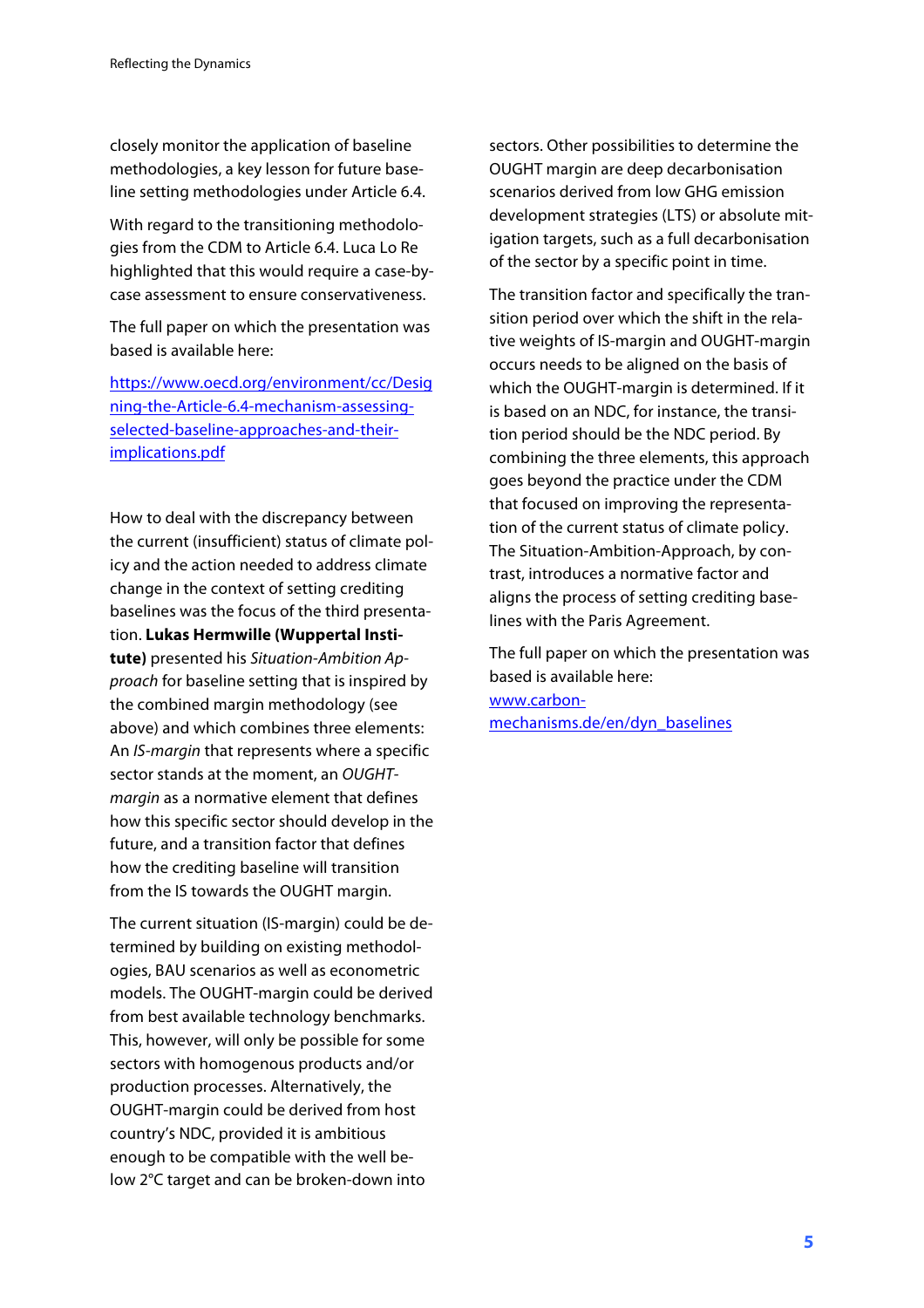closely monitor the application of baseline methodologies, a key lesson for future baseline setting methodologies under Article 6.4.

With regard to the transitioning methodologies from the CDM to Article 6.4. Luca Lo Re highlighted that this would require a case-by-case assessment to ensure conservativeness.

The full paper on which the presentation was based is available here:

[https://www.oecd.org/environment/cc/Designing-the-Article-6.4-mechanism-assessing-selected-baseline-approaches-and-their-implications.pdf](https://www.oecd.org/environment/cc/Designing-the-Article-6.4-mechanism-assessing-selected-baseline-approaches-and-their-implications.pdf)

How to deal with the discrepancy between the current (insufficient) status of climate policy and the action needed to address climate change in the context of setting crediting baselines was the focus of the third presentation. **Lukas Hermwille (Wuppertal Institute)** presented his *Situation-Ambition Approach* for baseline setting that is inspired by the combined margin methodology (see above) and which combines three elements: An *IS-margin* that represents where a specific sector stands at the moment, an *OUGHT-margin* as a normative element that defines how this specific sector should develop in the future, and a transition factor that defines how the crediting baseline will transition from the IS towards the OUGHT margin.

The current situation (IS-margin) could be determined by building on existing methodologies, BAU scenarios as well as econometric models. The OUGHT-margin could be derived from best available technology benchmarks. This, however, will only be possible for some sectors with homogenous products and/or production processes. Alternatively, the OUGHT-margin could be derived from host country's NDC, provided it is ambitious enough to be compatible with the well below 2°C target and can be broken-down into sectors. Other possibilities to determine the OUGHT margin are deep decarbonisation scenarios derived from low GHG emission development strategies (LTS) or absolute mitigation targets, such as a full decarbonisation of the sector by a specific point in time.

The transition factor and specifically the transition period over which the shift in the relative weights of IS-margin and OUGHT-margin occurs needs to be aligned on the basis of which the OUGHT-margin is determined. If it is based on an NDC, for instance, the transition period should be the NDC period. By combining the three elements, this approach goes beyond the practice under the CDM that focused on improving the representation of the current status of climate policy. The Situation-Ambition-Approach, by contrast, introduces a normative factor and aligns the process of setting crediting baselines with the Paris Agreement.

The full paper on which the presentation was based is available here:
[www.carbon-mechanisms.de/en/dyn_baselines](www.carbon-mechanisms.de/en/dyn_baselines)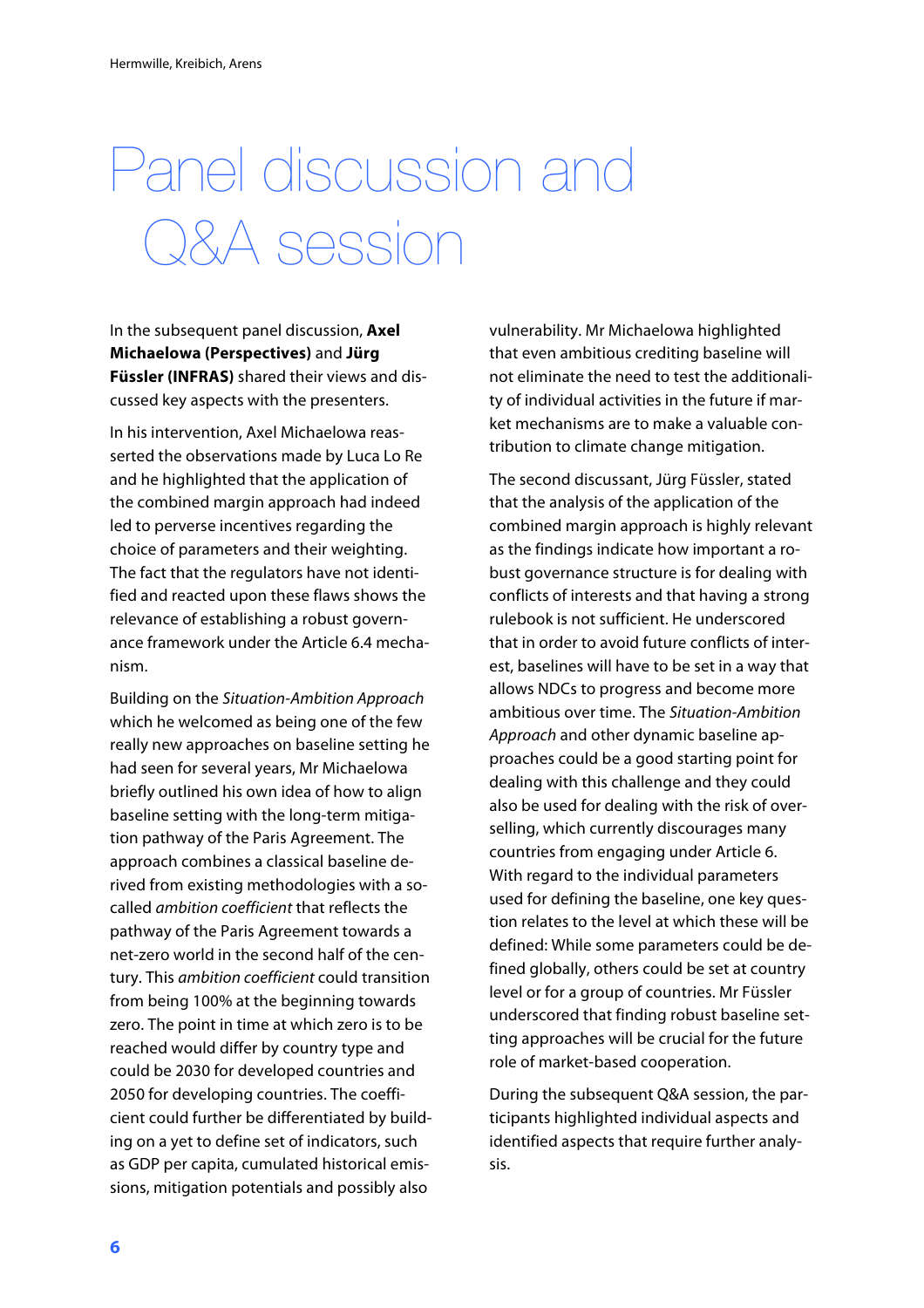# Panel discussion and Q&A session

In the subsequent panel discussion, **Axel Michaelowa (Perspectives)** and **Jürg Füssler (INFRAS)** shared their views and discussed key aspects with the presenters.

In his intervention, Axel Michaelowa reasserted the observations made by Luca Lo Re and he highlighted that the application of the combined margin approach had indeed led to perverse incentives regarding the choice of parameters and their weighting. The fact that the regulators have not identified and reacted upon these flaws shows the relevance of establishing a robust governance framework under the Article 6.4 mechanism.

Building on the *Situation-Ambition Approach* which he welcomed as being one of the few really new approaches on baseline setting he had seen for several years, Mr Michaelowa briefly outlined his own idea of how to align baseline setting with the long-term mitigation pathway of the Paris Agreement. The approach combines a classical baseline derived from existing methodologies with a so-called *ambition coefficient* that reflects the pathway of the Paris Agreement towards a net-zero world in the second half of the century. This *ambition coefficient* could transition from being 100% at the beginning towards zero. The point in time at which zero is to be reached would differ by country type and could be 2030 for developed countries and 2050 for developing countries. The coefficient could further be differentiated by building on a yet to define set of indicators, such as GDP per capita, cumulated historical emissions, mitigation potentials and possibly also vulnerability. Mr Michaelowa highlighted that even ambitious crediting baseline will not eliminate the need to test the additionality of individual activities in the future if market mechanisms are to make a valuable contribution to climate change mitigation.

The second discussant, Jürg Füssler, stated that the analysis of the application of the combined margin approach is highly relevant as the findings indicate how important a robust governance structure is for dealing with conflicts of interests and that having a strong rulebook is not sufficient. He underscored that in order to avoid future conflicts of interest, baselines will have to be set in a way that allows NDCs to progress and become more ambitious over time. The *Situation-Ambition Approach* and other dynamic baseline approaches could be a good starting point for dealing with this challenge and they could also be used for dealing with the risk of overselling, which currently discourages many countries from engaging under Article 6. With regard to the individual parameters used for defining the baseline, one key question relates to the level at which these will be defined: While some parameters could be defined globally, others could be set at country level or for a group of countries. Mr Füssler underscored that finding robust baseline setting approaches will be crucial for the future role of market-based cooperation.

During the subsequent Q&A session, the participants highlighted individual aspects and identified aspects that require further analysis.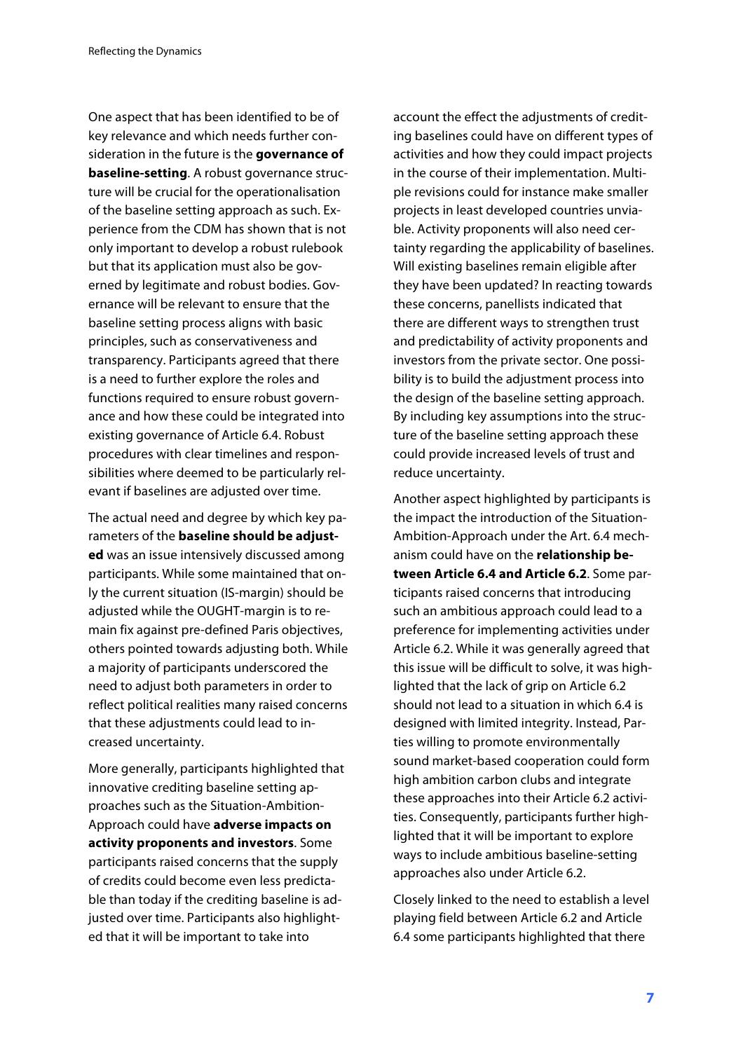One aspect that has been identified to be of key relevance and which needs further consideration in the future is the **governance of baseline-setting**. A robust governance structure will be crucial for the operationalisation of the baseline setting approach as such. Experience from the CDM has shown that is not only important to develop a robust rulebook but that its application must also be governed by legitimate and robust bodies. Governance will be relevant to ensure that the baseline setting process aligns with basic principles, such as conservativeness and transparency. Participants agreed that there is a need to further explore the roles and functions required to ensure robust governance and how these could be integrated into existing governance of Article 6.4. Robust procedures with clear timelines and responsibilities where deemed to be particularly relevant if baselines are adjusted over time.

The actual need and degree by which key parameters of the **baseline should be adjusted** was an issue intensively discussed among participants. While some maintained that only the current situation (IS-margin) should be adjusted while the OUGHT-margin is to remain fix against pre-defined Paris objectives, others pointed towards adjusting both. While a majority of participants underscored the need to adjust both parameters in order to reflect political realities many raised concerns that these adjustments could lead to increased uncertainty.

More generally, participants highlighted that innovative crediting baseline setting approaches such as the Situation-Ambition-Approach could have **adverse impacts on activity proponents and investors**. Some participants raised concerns that the supply of credits could become even less predictable than today if the crediting baseline is adjusted over time. Participants also highlighted that it will be important to take into account the effect the adjustments of crediting baselines could have on different types of activities and how they could impact projects in the course of their implementation. Multiple revisions could for instance make smaller projects in least developed countries unviable. Activity proponents will also need certainty regarding the applicability of baselines. Will existing baselines remain eligible after they have been updated? In reacting towards these concerns, panellists indicated that there are different ways to strengthen trust and predictability of activity proponents and investors from the private sector. One possibility is to build the adjustment process into the design of the baseline setting approach. By including key assumptions into the structure of the baseline setting approach these could provide increased levels of trust and reduce uncertainty.

Another aspect highlighted by participants is the impact the introduction of the Situation-Ambition-Approach under the Art. 6.4 mechanism could have on the **relationship between Article 6.4 and Article 6.2**. Some participants raised concerns that introducing such an ambitious approach could lead to a preference for implementing activities under Article 6.2. While it was generally agreed that this issue will be difficult to solve, it was highlighted that the lack of grip on Article 6.2 should not lead to a situation in which 6.4 is designed with limited integrity. Instead, Parties willing to promote environmentally sound market-based cooperation could form high ambition carbon clubs and integrate these approaches into their Article 6.2 activities. Consequently, participants further highlighted that it will be important to explore ways to include ambitious baseline-setting approaches also under Article 6.2.

Closely linked to the need to establish a level playing field between Article 6.2 and Article 6.4 some participants highlighted that there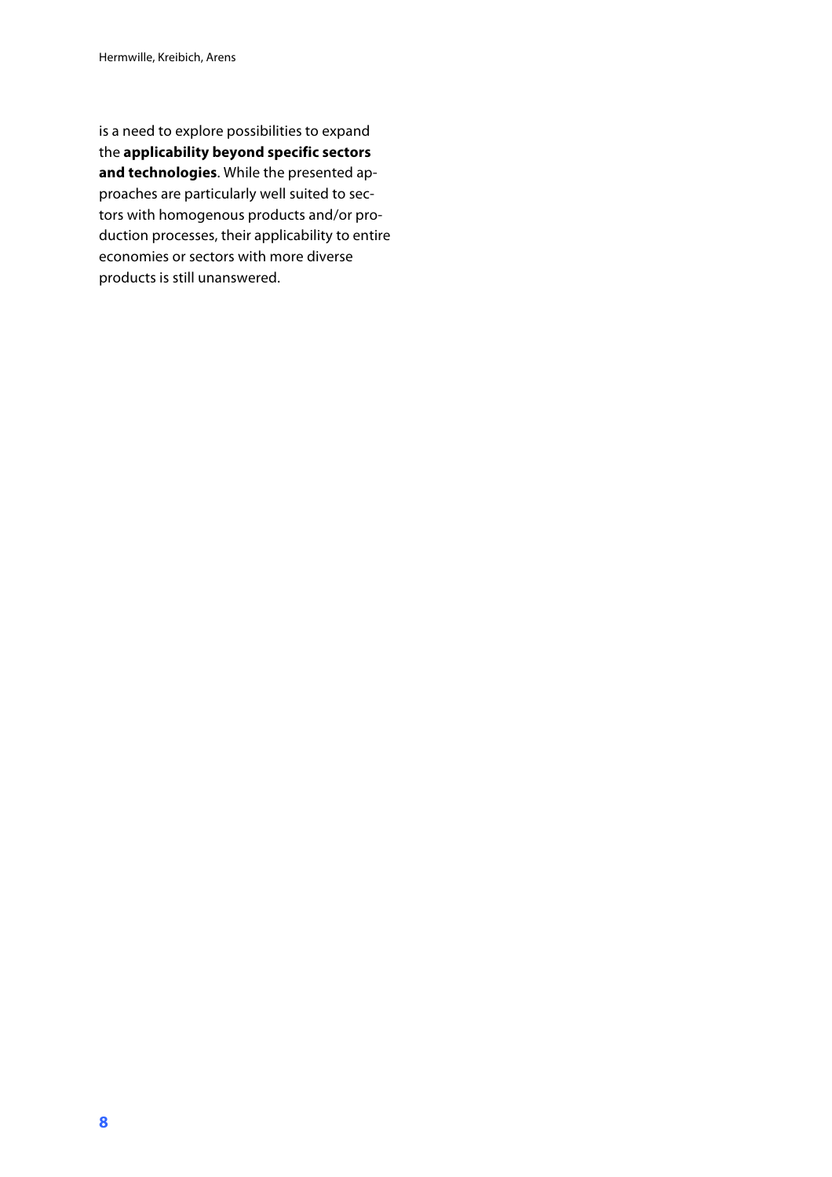is a need to explore possibilities to expand the **applicability beyond specific sectors and technologies**. While the presented approaches are particularly well suited to sectors with homogenous products and/or production processes, their applicability to entire economies or sectors with more diverse products is still unanswered.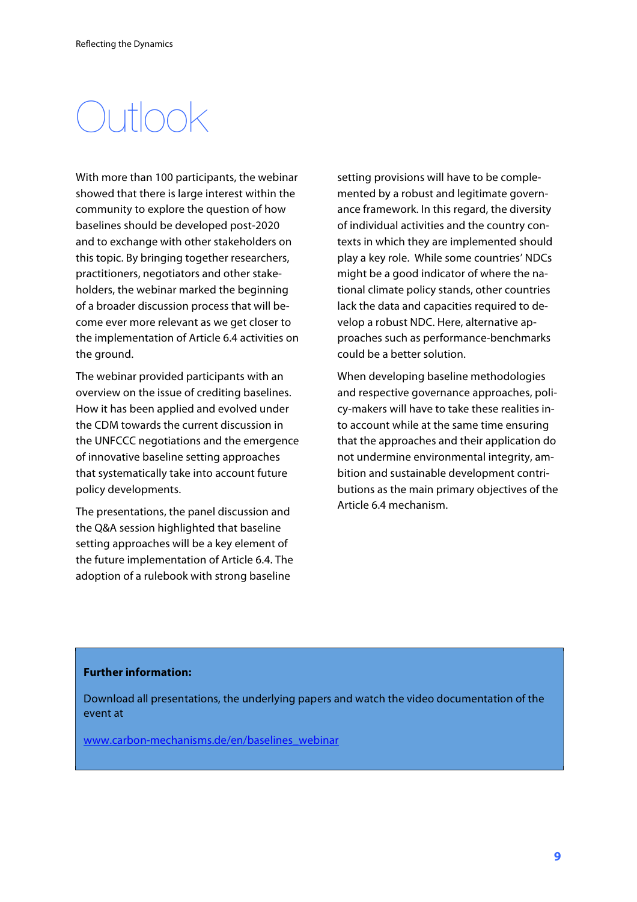# Outlook

With more than 100 participants, the webinar showed that there is large interest within the community to explore the question of how baselines should be developed post-2020 and to exchange with other stakeholders on this topic. By bringing together researchers, practitioners, negotiators and other stakeholders, the webinar marked the beginning of a broader discussion process that will become ever more relevant as we get closer to the implementation of Article 6.4 activities on the ground.

The webinar provided participants with an overview on the issue of crediting baselines. How it has been applied and evolved under the CDM towards the current discussion in the UNFCCC negotiations and the emergence of innovative baseline setting approaches that systematically take into account future policy developments.

The presentations, the panel discussion and the Q&A session highlighted that baseline setting approaches will be a key element of the future implementation of Article 6.4. The adoption of a rulebook with strong baseline setting provisions will have to be complemented by a robust and legitimate governance framework. In this regard, the diversity of individual activities and the country contexts in which they are implemented should play a key role. While some countries' NDCs might be a good indicator of where the national climate policy stands, other countries lack the data and capacities required to develop a robust NDC. Here, alternative approaches such as performance-benchmarks could be a better solution.

When developing baseline methodologies and respective governance approaches, policy-makers will have to take these realities into account while at the same time ensuring that the approaches and their application do not undermine environmental integrity, ambition and sustainable development contributions as the main primary objectives of the Article 6.4 mechanism.

**Further information:**

Download all presentations, the underlying papers and watch the video documentation of the event at

www.carbon-mechanisms.de/en/baselines_webinar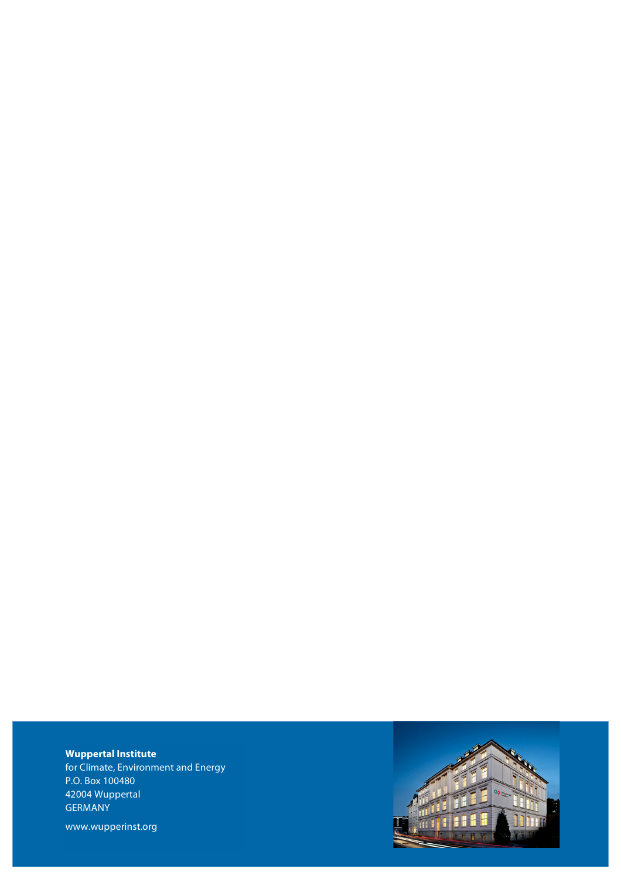**Wuppertal Institute**
for Climate, Environment and Energy
P.O. Box 100480
42004 Wuppertal
GERMANY

www.wupperinst.org